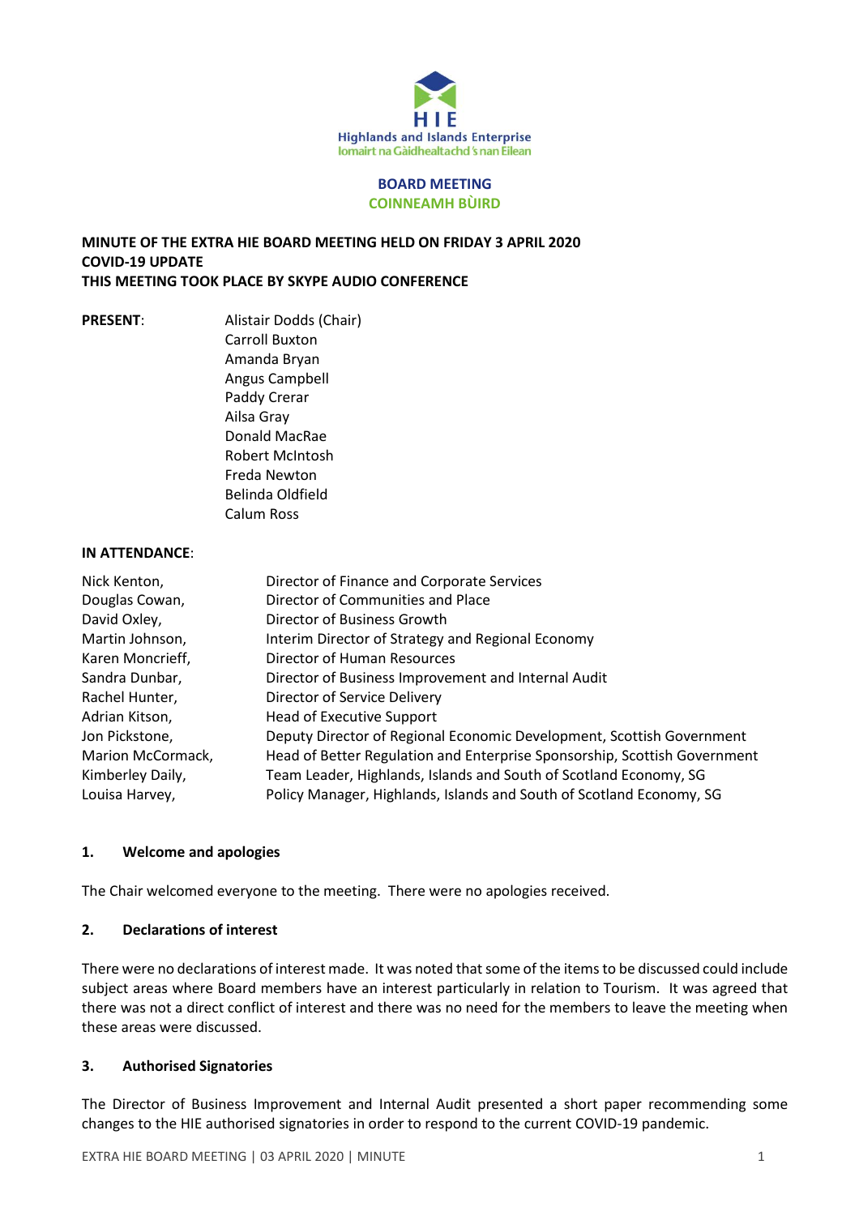Highlands and Islands Enterprise
Iomairt na Gàidhealtachd 's nan Eilean

**BOARD MEETING**
**COINNEAMH BÙIRD**

**MINUTE OF THE EXTRA HIE BOARD MEETING HELD ON FRIDAY 3 APRIL 2020**
**COVID-19 UPDATE**
**THIS MEETING TOOK PLACE BY SKYPE AUDIO CONFERENCE**

**PRESENT**:

Alistair Dodds (Chair)
Carroll Buxton
Amanda Bryan
Angus Campbell
Paddy Crerar
Ailsa Gray
Donald MacRae
Robert McIntosh
Freda Newton
Belinda Oldfield
Calum Ross

**IN ATTENDANCE**:

| | |
|---|---|
| Nick Kenton, | Director of Finance and Corporate Services |
| Douglas Cowan, | Director of Communities and Place |
| David Oxley, | Director of Business Growth |
| Martin Johnson, | Interim Director of Strategy and Regional Economy |
| Karen Moncrieff, | Director of Human Resources |
| Sandra Dunbar, | Director of Business Improvement and Internal Audit |
| Rachel Hunter, | Director of Service Delivery |
| Adrian Kitson, | Head of Executive Support |
| Jon Pickstone, | Deputy Director of Regional Economic Development, Scottish Government |
| Marion McCormack, | Head of Better Regulation and Enterprise Sponsorship, Scottish Government |
| Kimberley Daily, | Team Leader, Highlands, Islands and South of Scotland Economy, SG |
| Louisa Harvey, | Policy Manager, Highlands, Islands and South of Scotland Economy, SG |

## 1. Welcome and apologies

The Chair welcomed everyone to the meeting. There were no apologies received.

## 2. Declarations of interest

There were no declarations of interest made. It was noted that some of the items to be discussed could include subject areas where Board members have an interest particularly in relation to Tourism. It was agreed that there was not a direct conflict of interest and there was no need for the members to leave the meeting when these areas were discussed.

## 3. Authorised Signatories

The Director of Business Improvement and Internal Audit presented a short paper recommending some changes to the HIE authorised signatories in order to respond to the current COVID-19 pandemic.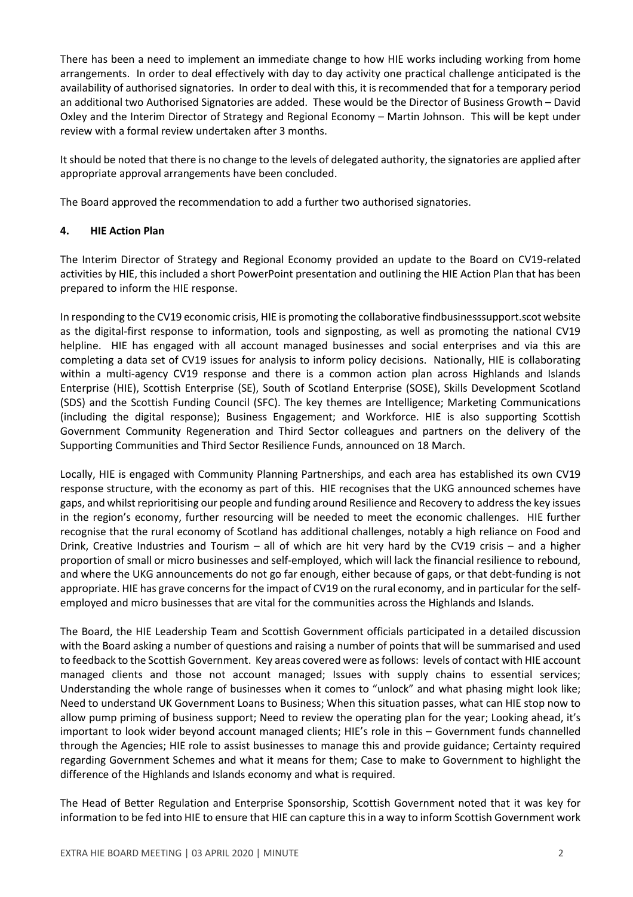There has been a need to implement an immediate change to how HIE works including working from home arrangements. In order to deal effectively with day to day activity one practical challenge anticipated is the availability of authorised signatories. In order to deal with this, it is recommended that for a temporary period an additional two Authorised Signatories are added. These would be the Director of Business Growth – David Oxley and the Interim Director of Strategy and Regional Economy – Martin Johnson. This will be kept under review with a formal review undertaken after 3 months.

It should be noted that there is no change to the levels of delegated authority, the signatories are applied after appropriate approval arrangements have been concluded.

The Board approved the recommendation to add a further two authorised signatories.

**4. HIE Action Plan**

The Interim Director of Strategy and Regional Economy provided an update to the Board on CV19-related activities by HIE, this included a short PowerPoint presentation and outlining the HIE Action Plan that has been prepared to inform the HIE response.

In responding to the CV19 economic crisis, HIE is promoting the collaborative findbusinesssupport.scot website as the digital-first response to information, tools and signposting, as well as promoting the national CV19 helpline. HIE has engaged with all account managed businesses and social enterprises and via this are completing a data set of CV19 issues for analysis to inform policy decisions. Nationally, HIE is collaborating within a multi-agency CV19 response and there is a common action plan across Highlands and Islands Enterprise (HIE), Scottish Enterprise (SE), South of Scotland Enterprise (SOSE), Skills Development Scotland (SDS) and the Scottish Funding Council (SFC). The key themes are Intelligence; Marketing Communications (including the digital response); Business Engagement; and Workforce. HIE is also supporting Scottish Government Community Regeneration and Third Sector colleagues and partners on the delivery of the Supporting Communities and Third Sector Resilience Funds, announced on 18 March.

Locally, HIE is engaged with Community Planning Partnerships, and each area has established its own CV19 response structure, with the economy as part of this. HIE recognises that the UKG announced schemes have gaps, and whilst reprioritising our people and funding around Resilience and Recovery to address the key issues in the region's economy, further resourcing will be needed to meet the economic challenges. HIE further recognise that the rural economy of Scotland has additional challenges, notably a high reliance on Food and Drink, Creative Industries and Tourism – all of which are hit very hard by the CV19 crisis – and a higher proportion of small or micro businesses and self-employed, which will lack the financial resilience to rebound, and where the UKG announcements do not go far enough, either because of gaps, or that debt-funding is not appropriate. HIE has grave concerns for the impact of CV19 on the rural economy, and in particular for the self-employed and micro businesses that are vital for the communities across the Highlands and Islands.

The Board, the HIE Leadership Team and Scottish Government officials participated in a detailed discussion with the Board asking a number of questions and raising a number of points that will be summarised and used to feedback to the Scottish Government. Key areas covered were as follows: levels of contact with HIE account managed clients and those not account managed; Issues with supply chains to essential services; Understanding the whole range of businesses when it comes to "unlock" and what phasing might look like; Need to understand UK Government Loans to Business; When this situation passes, what can HIE stop now to allow pump priming of business support; Need to review the operating plan for the year; Looking ahead, it's important to look wider beyond account managed clients; HIE's role in this – Government funds channelled through the Agencies; HIE role to assist businesses to manage this and provide guidance; Certainty required regarding Government Schemes and what it means for them; Case to make to Government to highlight the difference of the Highlands and Islands economy and what is required.

The Head of Better Regulation and Enterprise Sponsorship, Scottish Government noted that it was key for information to be fed into HIE to ensure that HIE can capture this in a way to inform Scottish Government work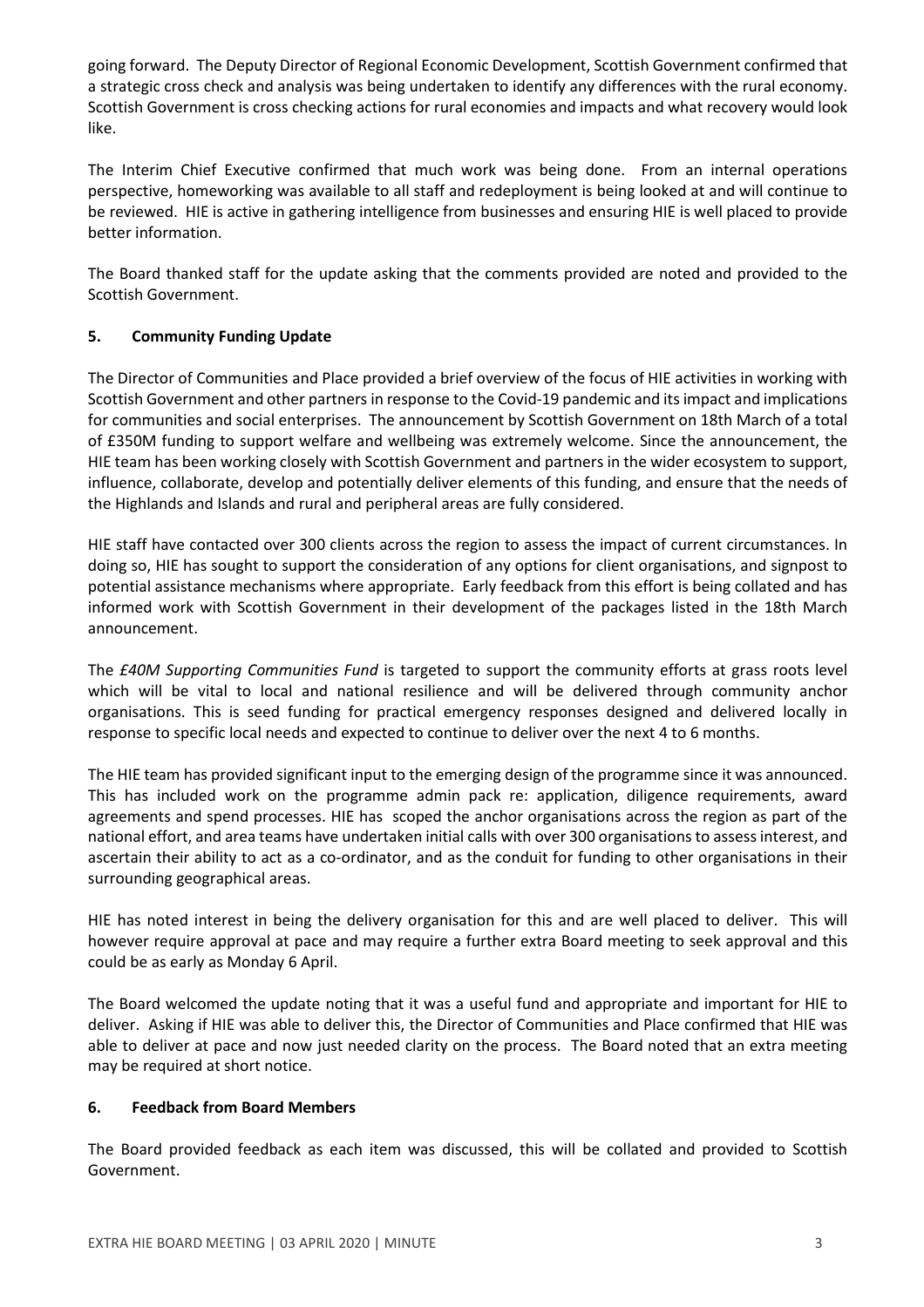going forward. The Deputy Director of Regional Economic Development, Scottish Government confirmed that a strategic cross check and analysis was being undertaken to identify any differences with the rural economy. Scottish Government is cross checking actions for rural economies and impacts and what recovery would look like.

The Interim Chief Executive confirmed that much work was being done. From an internal operations perspective, homeworking was available to all staff and redeployment is being looked at and will continue to be reviewed. HIE is active in gathering intelligence from businesses and ensuring HIE is well placed to provide better information.

The Board thanked staff for the update asking that the comments provided are noted and provided to the Scottish Government.

## 5. Community Funding Update

The Director of Communities and Place provided a brief overview of the focus of HIE activities in working with Scottish Government and other partners in response to the Covid-19 pandemic and its impact and implications for communities and social enterprises. The announcement by Scottish Government on 18th March of a total of £350M funding to support welfare and wellbeing was extremely welcome. Since the announcement, the HIE team has been working closely with Scottish Government and partners in the wider ecosystem to support, influence, collaborate, develop and potentially deliver elements of this funding, and ensure that the needs of the Highlands and Islands and rural and peripheral areas are fully considered.

HIE staff have contacted over 300 clients across the region to assess the impact of current circumstances. In doing so, HIE has sought to support the consideration of any options for client organisations, and signpost to potential assistance mechanisms where appropriate. Early feedback from this effort is being collated and has informed work with Scottish Government in their development of the packages listed in the 18th March announcement.

The *£40M Supporting Communities Fund* is targeted to support the community efforts at grass roots level which will be vital to local and national resilience and will be delivered through community anchor organisations. This is seed funding for practical emergency responses designed and delivered locally in response to specific local needs and expected to continue to deliver over the next 4 to 6 months.

The HIE team has provided significant input to the emerging design of the programme since it was announced. This has included work on the programme admin pack re: application, diligence requirements, award agreements and spend processes. HIE has scoped the anchor organisations across the region as part of the national effort, and area teams have undertaken initial calls with over 300 organisations to assess interest, and ascertain their ability to act as a co-ordinator, and as the conduit for funding to other organisations in their surrounding geographical areas.

HIE has noted interest in being the delivery organisation for this and are well placed to deliver. This will however require approval at pace and may require a further extra Board meeting to seek approval and this could be as early as Monday 6 April.

The Board welcomed the update noting that it was a useful fund and appropriate and important for HIE to deliver. Asking if HIE was able to deliver this, the Director of Communities and Place confirmed that HIE was able to deliver at pace and now just needed clarity on the process. The Board noted that an extra meeting may be required at short notice.

## 6. Feedback from Board Members

The Board provided feedback as each item was discussed, this will be collated and provided to Scottish Government.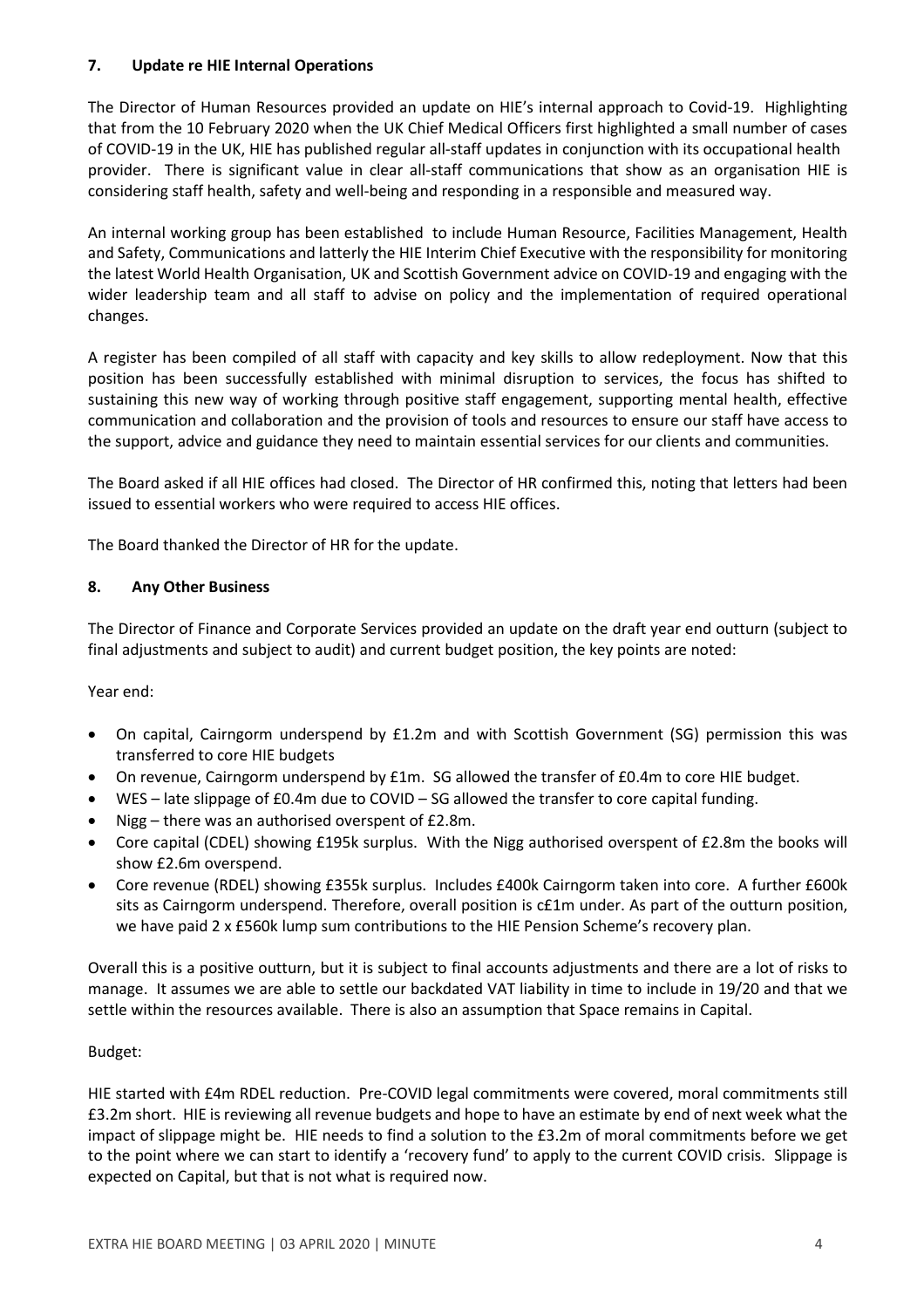## 7. Update re HIE Internal Operations

The Director of Human Resources provided an update on HIE's internal approach to Covid-19. Highlighting that from the 10 February 2020 when the UK Chief Medical Officers first highlighted a small number of cases of COVID-19 in the UK, HIE has published regular all-staff updates in conjunction with its occupational health provider. There is significant value in clear all-staff communications that show as an organisation HIE is considering staff health, safety and well-being and responding in a responsible and measured way.

An internal working group has been established to include Human Resource, Facilities Management, Health and Safety, Communications and latterly the HIE Interim Chief Executive with the responsibility for monitoring the latest World Health Organisation, UK and Scottish Government advice on COVID-19 and engaging with the wider leadership team and all staff to advise on policy and the implementation of required operational changes.

A register has been compiled of all staff with capacity and key skills to allow redeployment. Now that this position has been successfully established with minimal disruption to services, the focus has shifted to sustaining this new way of working through positive staff engagement, supporting mental health, effective communication and collaboration and the provision of tools and resources to ensure our staff have access to the support, advice and guidance they need to maintain essential services for our clients and communities.

The Board asked if all HIE offices had closed. The Director of HR confirmed this, noting that letters had been issued to essential workers who were required to access HIE offices.

The Board thanked the Director of HR for the update.

## 8. Any Other Business

The Director of Finance and Corporate Services provided an update on the draft year end outturn (subject to final adjustments and subject to audit) and current budget position, the key points are noted:

Year end:

- On capital, Cairngorm underspend by £1.2m and with Scottish Government (SG) permission this was transferred to core HIE budgets
- On revenue, Cairngorm underspend by £1m. SG allowed the transfer of £0.4m to core HIE budget.
- WES – late slippage of £0.4m due to COVID – SG allowed the transfer to core capital funding.
- Nigg – there was an authorised overspent of £2.8m.
- Core capital (CDEL) showing £195k surplus. With the Nigg authorised overspent of £2.8m the books will show £2.6m overspend.
- Core revenue (RDEL) showing £355k surplus. Includes £400k Cairngorm taken into core. A further £600k sits as Cairngorm underspend. Therefore, overall position is c£1m under. As part of the outturn position, we have paid 2 x £560k lump sum contributions to the HIE Pension Scheme's recovery plan.

Overall this is a positive outturn, but it is subject to final accounts adjustments and there are a lot of risks to manage. It assumes we are able to settle our backdated VAT liability in time to include in 19/20 and that we settle within the resources available. There is also an assumption that Space remains in Capital.

Budget:

HIE started with £4m RDEL reduction. Pre-COVID legal commitments were covered, moral commitments still £3.2m short. HIE is reviewing all revenue budgets and hope to have an estimate by end of next week what the impact of slippage might be. HIE needs to find a solution to the £3.2m of moral commitments before we get to the point where we can start to identify a 'recovery fund' to apply to the current COVID crisis. Slippage is expected on Capital, but that is not what is required now.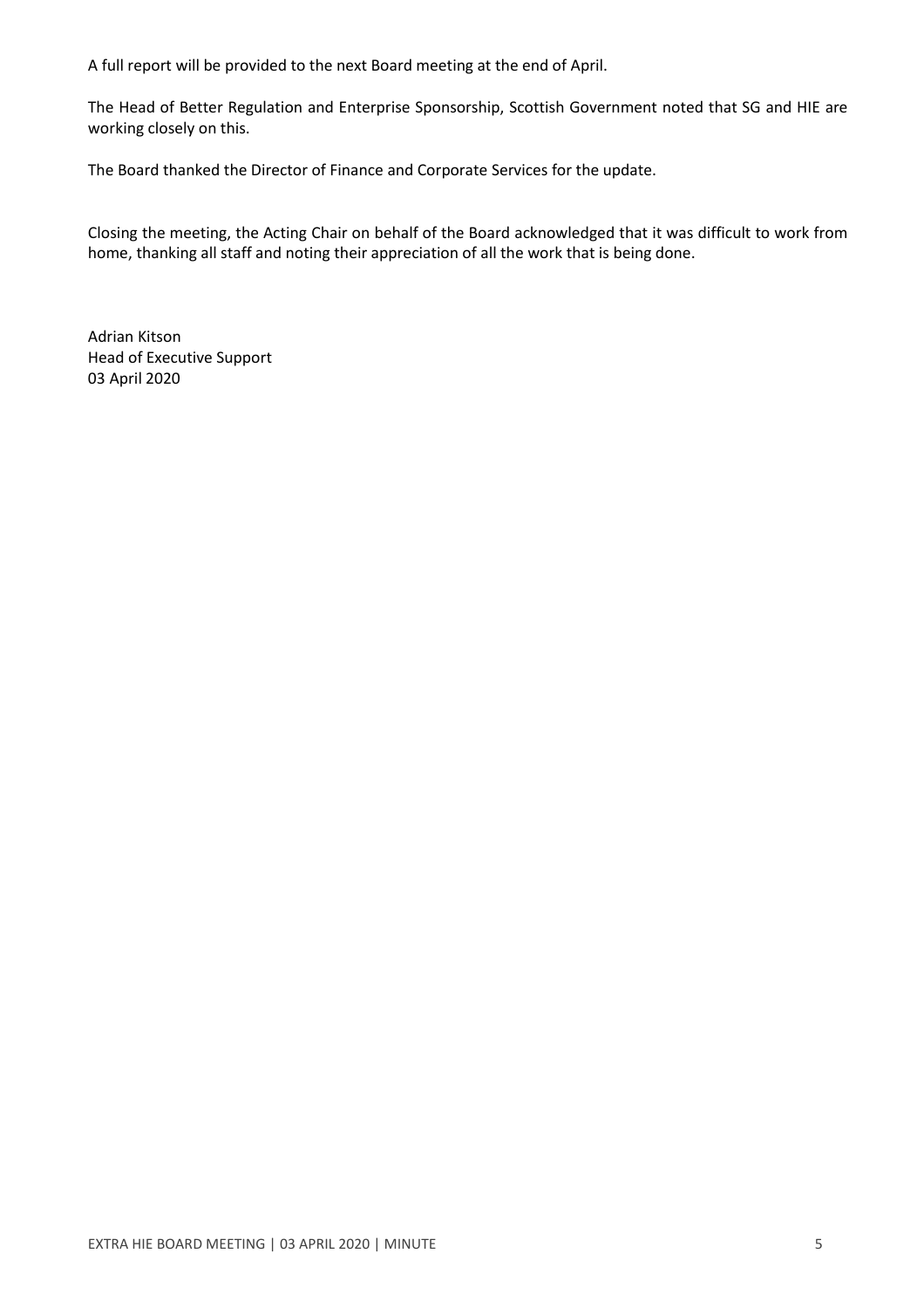A full report will be provided to the next Board meeting at the end of April.

The Head of Better Regulation and Enterprise Sponsorship, Scottish Government noted that SG and HIE are working closely on this.

The Board thanked the Director of Finance and Corporate Services for the update.

Closing the meeting, the Acting Chair on behalf of the Board acknowledged that it was difficult to work from home, thanking all staff and noting their appreciation of all the work that is being done.

Adrian Kitson
Head of Executive Support
03 April 2020